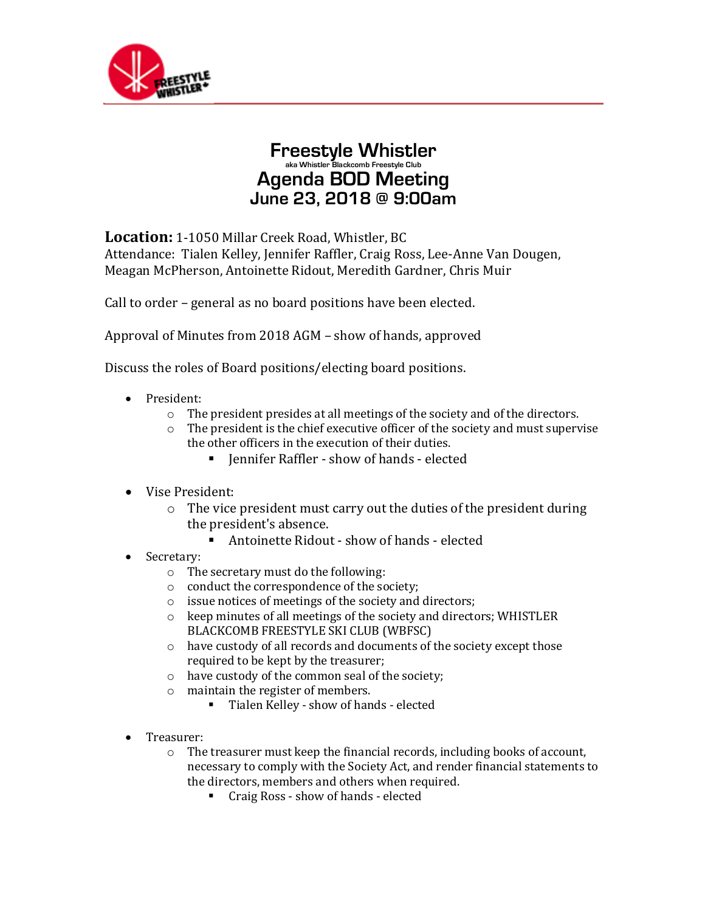# Freestyle Whistler

aka Whistler Blackcomb Freestyle Club

## Agenda BOD Meeting

### June 23, 2018 @ 9:00am

**Location:** 1-1050 Millar Creek Road, Whistler, BC
Attendance: Tialen Kelley, Jennifer Raffler, Craig Ross, Lee-Anne Van Dougen, Meagan McPherson, Antoinette Ridout, Meredith Gardner, Chris Muir

Call to order – general as no board positions have been elected.

Approval of Minutes from 2018 AGM – show of hands, approved

Discuss the roles of Board positions/electing board positions.

- President:
  - The president presides at all meetings of the society and of the directors.
  - The president is the chief executive officer of the society and must supervise the other officers in the execution of their duties.
    - Jennifer Raffler - show of hands - elected
- Vise President:
  - The vice president must carry out the duties of the president during the president's absence.
    - Antoinette Ridout - show of hands - elected
- Secretary:
  - The secretary must do the following:
  - conduct the correspondence of the society;
  - issue notices of meetings of the society and directors;
  - keep minutes of all meetings of the society and directors; WHISTLER BLACKCOMB FREESTYLE SKI CLUB (WBFSC)
  - have custody of all records and documents of the society except those required to be kept by the treasurer;
  - have custody of the common seal of the society;
  - maintain the register of members.
    - Tialen Kelley - show of hands - elected
- Treasurer:
  - The treasurer must keep the financial records, including books of account, necessary to comply with the Society Act, and render financial statements to the directors, members and others when required.
    - Craig Ross - show of hands - elected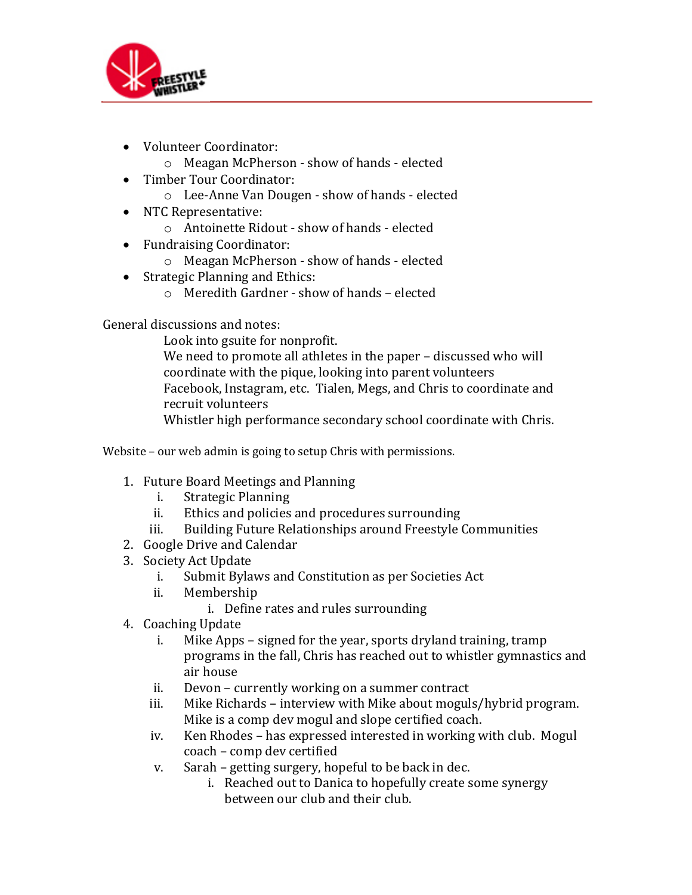- Volunteer Coordinator:
    - Meagan McPherson - show of hands - elected
- Timber Tour Coordinator:
    - Lee-Anne Van Dougen - show of hands - elected
- NTC Representative:
    - Antoinette Ridout - show of hands - elected
- Fundraising Coordinator:
    - Meagan McPherson - show of hands - elected
- Strategic Planning and Ethics:
    - Meredith Gardner - show of hands – elected

General discussions and notes:

Look into gsuite for nonprofit.
We need to promote all athletes in the paper – discussed who will coordinate with the pique, looking into parent volunteers
Facebook, Instagram, etc. Tialen, Megs, and Chris to coordinate and recruit volunteers
Whistler high performance secondary school coordinate with Chris.

Website – our web admin is going to setup Chris with permissions.

1. Future Board Meetings and Planning
    i. Strategic Planning
    ii. Ethics and policies and procedures surrounding
    iii. Building Future Relationships around Freestyle Communities
2. Google Drive and Calendar
3. Society Act Update
    i. Submit Bylaws and Constitution as per Societies Act
    ii. Membership
        i. Define rates and rules surrounding
4. Coaching Update
    i. Mike Apps – signed for the year, sports dryland training, tramp programs in the fall, Chris has reached out to whistler gymnastics and air house
    ii. Devon – currently working on a summer contract
    iii. Mike Richards – interview with Mike about moguls/hybrid program. Mike is a comp dev mogul and slope certified coach.
    iv. Ken Rhodes – has expressed interested in working with club. Mogul coach – comp dev certified
    v. Sarah – getting surgery, hopeful to be back in dec.
        i. Reached out to Danica to hopefully create some synergy between our club and their club.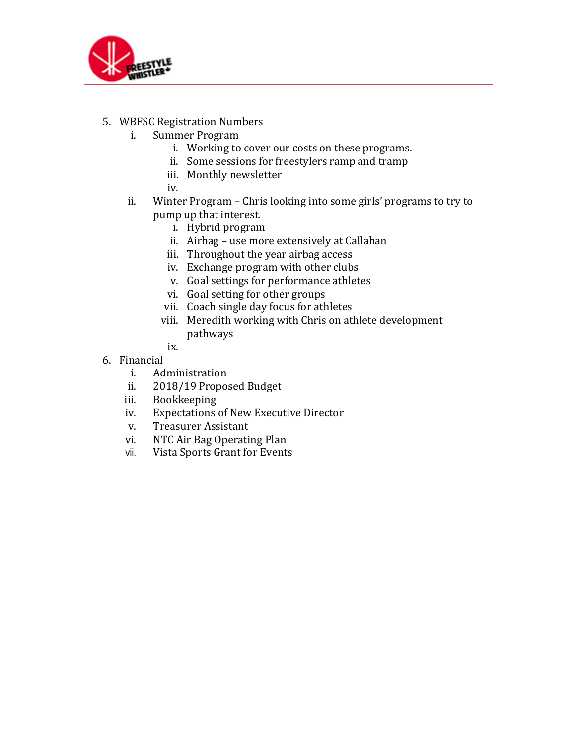5. WBFSC Registration Numbers
    i. Summer Program
        i. Working to cover our costs on these programs.
        ii. Some sessions for freestylers ramp and tramp
        iii. Monthly newsletter
        iv.
    ii. Winter Program – Chris looking into some girls' programs to try to pump up that interest.
        i. Hybrid program
        ii. Airbag – use more extensively at Callahan
        iii. Throughout the year airbag access
        iv. Exchange program with other clubs
        v. Goal settings for performance athletes
        vi. Goal setting for other groups
        vii. Coach single day focus for athletes
        viii. Meredith working with Chris on athlete development pathways
        ix.
6. Financial
    i. Administration
    ii. 2018/19 Proposed Budget
    iii. Bookkeeping
    iv. Expectations of New Executive Director
    v. Treasurer Assistant
    vi. NTC Air Bag Operating Plan
    vii. Vista Sports Grant for Events